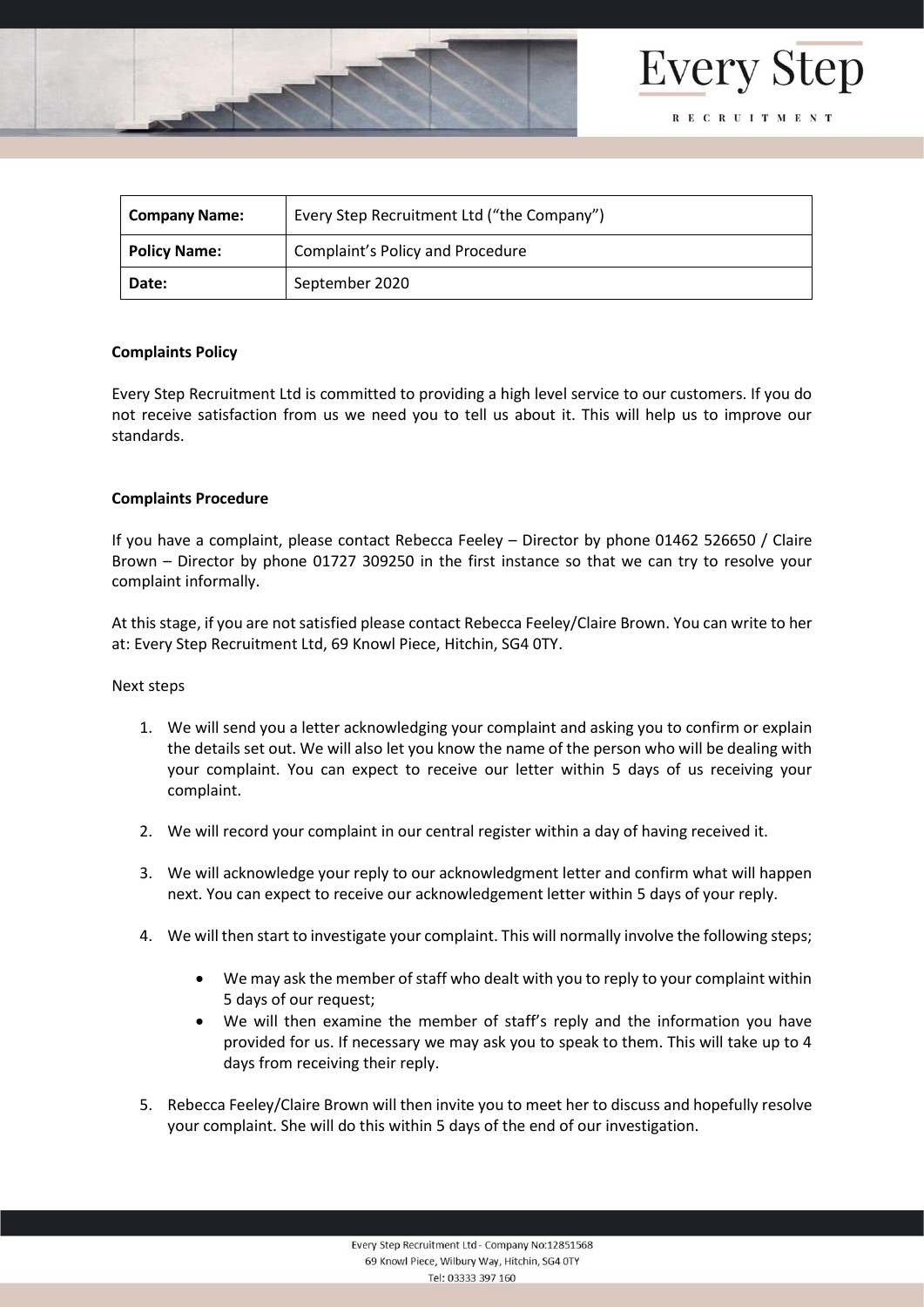| Company Name: | Every Step Recruitment Ltd ("the Company") |
|---|---|
| Policy Name: | Complaint's Policy and Procedure |
| Date: | September 2020 |

**Complaints Policy**

Every Step Recruitment Ltd is committed to providing a high level service to our customers. If you do not receive satisfaction from us we need you to tell us about it. This will help us to improve our standards.

**Complaints Procedure**

If you have a complaint, please contact Rebecca Feeley – Director by phone 01462 526650 / Claire Brown – Director by phone 01727 309250 in the first instance so that we can try to resolve your complaint informally.

At this stage, if you are not satisfied please contact Rebecca Feeley/Claire Brown. You can write to her at: Every Step Recruitment Ltd, 69 Knowl Piece, Hitchin, SG4 0TY.

Next steps

1. We will send you a letter acknowledging your complaint and asking you to confirm or explain the details set out. We will also let you know the name of the person who will be dealing with your complaint. You can expect to receive our letter within 5 days of us receiving your complaint.

2. We will record your complaint in our central register within a day of having received it.

3. We will acknowledge your reply to our acknowledgment letter and confirm what will happen next. You can expect to receive our acknowledgement letter within 5 days of your reply.

4. We will then start to investigate your complaint. This will normally involve the following steps;

    - We may ask the member of staff who dealt with you to reply to your complaint within 5 days of our request;
    - We will then examine the member of staff's reply and the information you have provided for us. If necessary we may ask you to speak to them. This will take up to 4 days from receiving their reply.

5. Rebecca Feeley/Claire Brown will then invite you to meet her to discuss and hopefully resolve your complaint. She will do this within 5 days of the end of our investigation.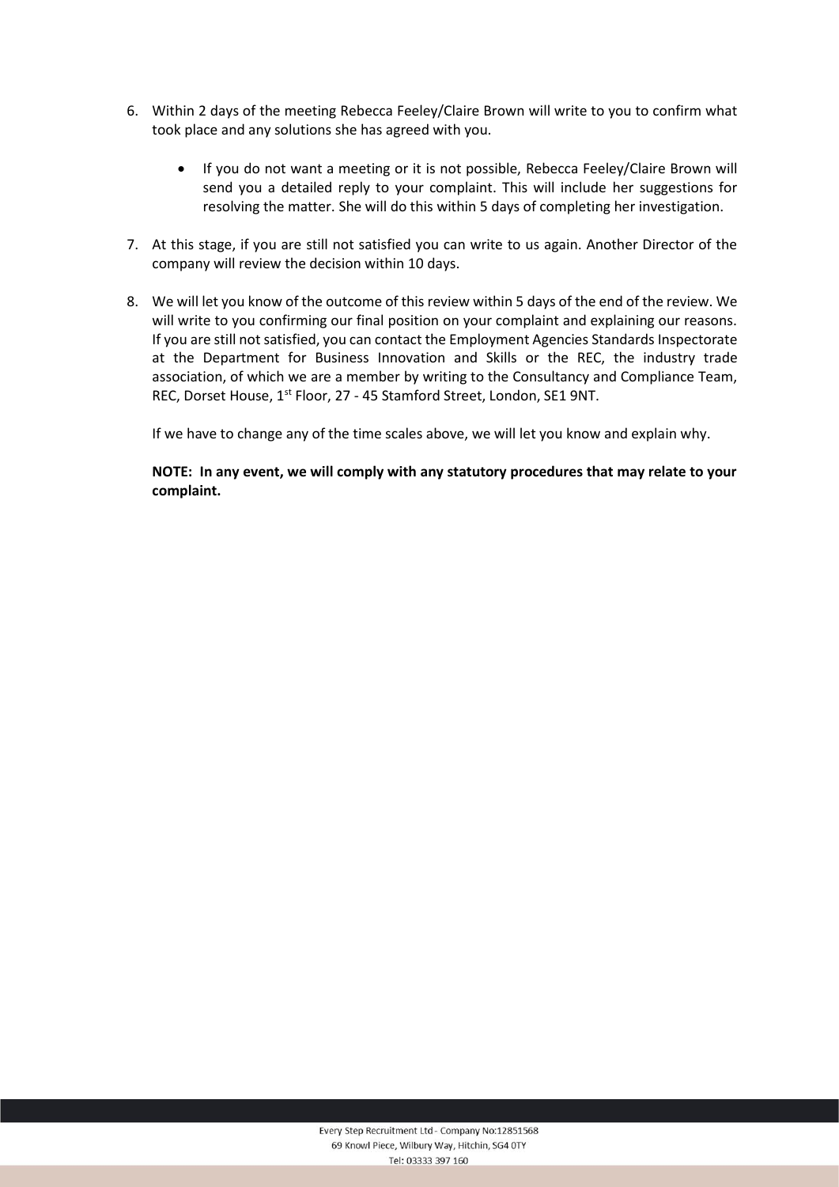6. Within 2 days of the meeting Rebecca Feeley/Claire Brown will write to you to confirm what took place and any solutions she has agreed with you.

    - If you do not want a meeting or it is not possible, Rebecca Feeley/Claire Brown will send you a detailed reply to your complaint. This will include her suggestions for resolving the matter. She will do this within 5 days of completing her investigation.

7. At this stage, if you are still not satisfied you can write to us again. Another Director of the company will review the decision within 10 days.

8. We will let you know of the outcome of this review within 5 days of the end of the review. We will write to you confirming our final position on your complaint and explaining our reasons. If you are still not satisfied, you can contact the Employment Agencies Standards Inspectorate at the Department for Business Innovation and Skills or the REC, the industry trade association, of which we are a member by writing to the Consultancy and Compliance Team, REC, Dorset House, 1st Floor, 27 - 45 Stamford Street, London, SE1 9NT.

    If we have to change any of the time scales above, we will let you know and explain why.

    **NOTE: In any event, we will comply with any statutory procedures that may relate to your complaint.**

Every Step Recruitment Ltd - Company No:12851568
69 Knowl Piece, Wilbury Way, Hitchin, SG4 0TY
Tel: 03333 397 160